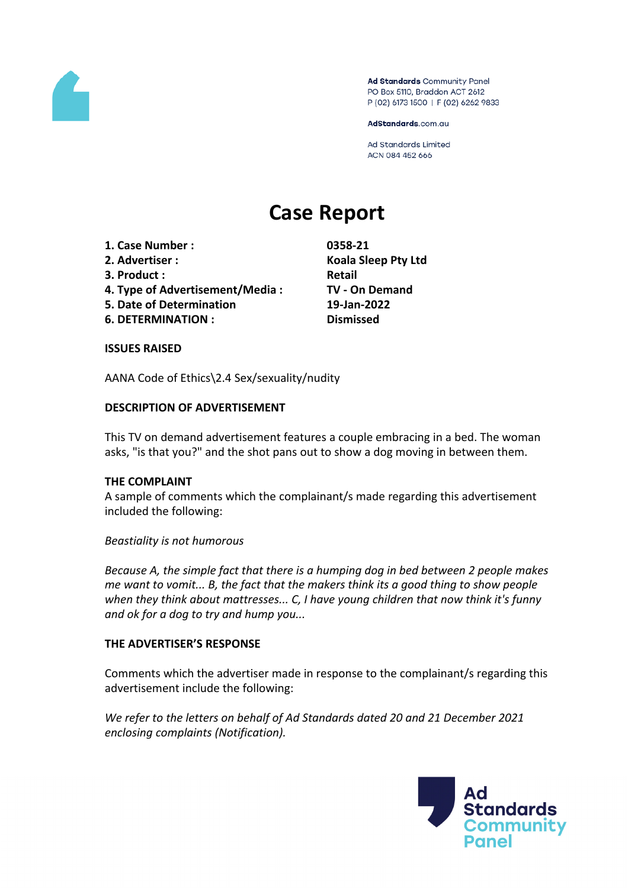Ad Standards Community Panel
PO Box 5110, Braddon ACT 2612
P (02) 6173 1500 | F (02) 6262 9833

AdStandards.com.au

Ad Standards Limited
ACN 084 452 666

# Case Report

| | |
|---|---|
| **1. Case Number :** | **0358-21** |
| **2. Advertiser :** | **Koala Sleep Pty Ltd** |
| **3. Product :** | **Retail** |
| **4. Type of Advertisement/Media :** | **TV - On Demand** |
| **5. Date of Determination** | **19-Jan-2022** |
| **6. DETERMINATION :** | **Dismissed** |

**ISSUES RAISED**

AANA Code of Ethics\2.4 Sex/sexuality/nudity

**DESCRIPTION OF ADVERTISEMENT**

This TV on demand advertisement features a couple embracing in a bed. The woman asks, "is that you?" and the shot pans out to show a dog moving in between them.

**THE COMPLAINT**

A sample of comments which the complainant/s made regarding this advertisement included the following:

*Beastiality is not humorous*

*Because A, the simple fact that there is a humping dog in bed between 2 people makes me want to vomit... B, the fact that the makers think its a good thing to show people when they think about mattresses... C, I have young children that now think it's funny and ok for a dog to try and hump you...*

**THE ADVERTISER'S RESPONSE**

Comments which the advertiser made in response to the complainant/s regarding this advertisement include the following:

*We refer to the letters on behalf of Ad Standards dated 20 and 21 December 2021 enclosing complaints (Notification).*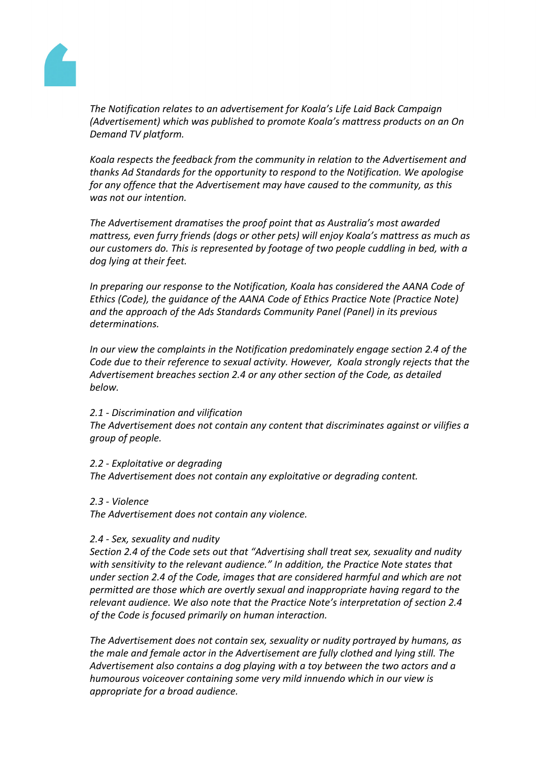*The Notification relates to an advertisement for Koala's Life Laid Back Campaign (Advertisement) which was published to promote Koala's mattress products on an On Demand TV platform.*

*Koala respects the feedback from the community in relation to the Advertisement and thanks Ad Standards for the opportunity to respond to the Notification. We apologise for any offence that the Advertisement may have caused to the community, as this was not our intention.*

*The Advertisement dramatises the proof point that as Australia's most awarded mattress, even furry friends (dogs or other pets) will enjoy Koala's mattress as much as our customers do. This is represented by footage of two people cuddling in bed, with a dog lying at their feet.*

*In preparing our response to the Notification, Koala has considered the AANA Code of Ethics (Code), the guidance of the AANA Code of Ethics Practice Note (Practice Note) and the approach of the Ads Standards Community Panel (Panel) in its previous determinations.*

*In our view the complaints in the Notification predominately engage section 2.4 of the Code due to their reference to sexual activity. However, Koala strongly rejects that the Advertisement breaches section 2.4 or any other section of the Code, as detailed below.*

*2.1 - Discrimination and vilification*
*The Advertisement does not contain any content that discriminates against or vilifies a group of people.*

*2.2 - Exploitative or degrading*
*The Advertisement does not contain any exploitative or degrading content.*

*2.3 - Violence*
*The Advertisement does not contain any violence.*

*2.4 - Sex, sexuality and nudity*
*Section 2.4 of the Code sets out that "Advertising shall treat sex, sexuality and nudity with sensitivity to the relevant audience." In addition, the Practice Note states that under section 2.4 of the Code, images that are considered harmful and which are not permitted are those which are overtly sexual and inappropriate having regard to the relevant audience. We also note that the Practice Note's interpretation of section 2.4 of the Code is focused primarily on human interaction.*

*The Advertisement does not contain sex, sexuality or nudity portrayed by humans, as the male and female actor in the Advertisement are fully clothed and lying still. The Advertisement also contains a dog playing with a toy between the two actors and a humourous voiceover containing some very mild innuendo which in our view is appropriate for a broad audience.*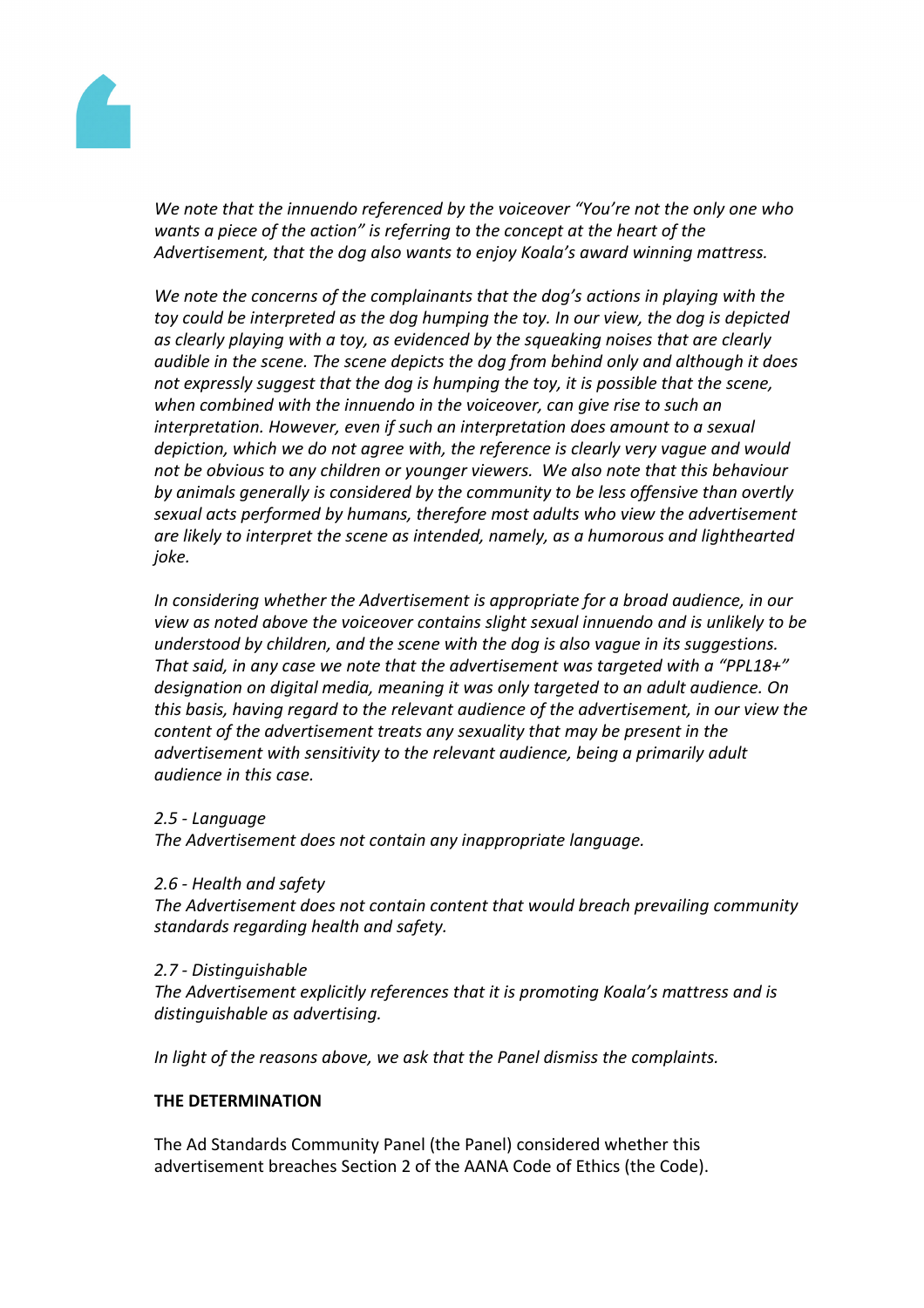*We note that the innuendo referenced by the voiceover "You're not the only one who wants a piece of the action" is referring to the concept at the heart of the Advertisement, that the dog also wants to enjoy Koala's award winning mattress.*

*We note the concerns of the complainants that the dog's actions in playing with the toy could be interpreted as the dog humping the toy. In our view, the dog is depicted as clearly playing with a toy, as evidenced by the squeaking noises that are clearly audible in the scene. The scene depicts the dog from behind only and although it does not expressly suggest that the dog is humping the toy, it is possible that the scene, when combined with the innuendo in the voiceover, can give rise to such an interpretation. However, even if such an interpretation does amount to a sexual depiction, which we do not agree with, the reference is clearly very vague and would not be obvious to any children or younger viewers. We also note that this behaviour by animals generally is considered by the community to be less offensive than overtly sexual acts performed by humans, therefore most adults who view the advertisement are likely to interpret the scene as intended, namely, as a humorous and lighthearted joke.*

*In considering whether the Advertisement is appropriate for a broad audience, in our view as noted above the voiceover contains slight sexual innuendo and is unlikely to be understood by children, and the scene with the dog is also vague in its suggestions. That said, in any case we note that the advertisement was targeted with a "PPL18+" designation on digital media, meaning it was only targeted to an adult audience. On this basis, having regard to the relevant audience of the advertisement, in our view the content of the advertisement treats any sexuality that may be present in the advertisement with sensitivity to the relevant audience, being a primarily adult audience in this case.*

*2.5 - Language*
*The Advertisement does not contain any inappropriate language.*

*2.6 - Health and safety*
*The Advertisement does not contain content that would breach prevailing community standards regarding health and safety.*

*2.7 - Distinguishable*
*The Advertisement explicitly references that it is promoting Koala's mattress and is distinguishable as advertising.*

*In light of the reasons above, we ask that the Panel dismiss the complaints.*

**THE DETERMINATION**

The Ad Standards Community Panel (the Panel) considered whether this advertisement breaches Section 2 of the AANA Code of Ethics (the Code).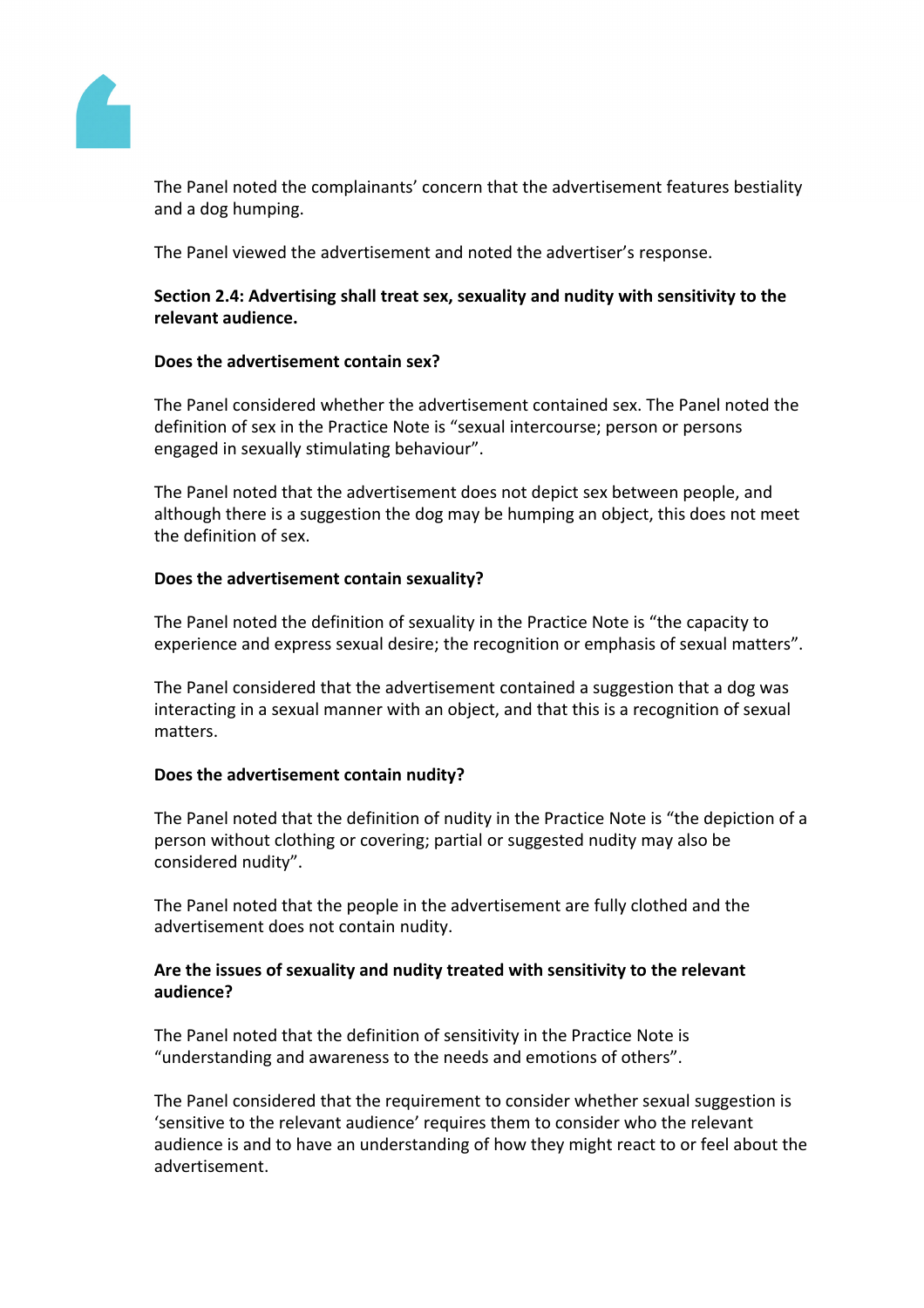The Panel noted the complainants' concern that the advertisement features bestiality and a dog humping.

The Panel viewed the advertisement and noted the advertiser's response.

**Section 2.4: Advertising shall treat sex, sexuality and nudity with sensitivity to the relevant audience.**

**Does the advertisement contain sex?**

The Panel considered whether the advertisement contained sex. The Panel noted the definition of sex in the Practice Note is "sexual intercourse; person or persons engaged in sexually stimulating behaviour".

The Panel noted that the advertisement does not depict sex between people, and although there is a suggestion the dog may be humping an object, this does not meet the definition of sex.

**Does the advertisement contain sexuality?**

The Panel noted the definition of sexuality in the Practice Note is "the capacity to experience and express sexual desire; the recognition or emphasis of sexual matters".

The Panel considered that the advertisement contained a suggestion that a dog was interacting in a sexual manner with an object, and that this is a recognition of sexual matters.

**Does the advertisement contain nudity?**

The Panel noted that the definition of nudity in the Practice Note is "the depiction of a person without clothing or covering; partial or suggested nudity may also be considered nudity".

The Panel noted that the people in the advertisement are fully clothed and the advertisement does not contain nudity.

**Are the issues of sexuality and nudity treated with sensitivity to the relevant audience?**

The Panel noted that the definition of sensitivity in the Practice Note is "understanding and awareness to the needs and emotions of others".

The Panel considered that the requirement to consider whether sexual suggestion is 'sensitive to the relevant audience' requires them to consider who the relevant audience is and to have an understanding of how they might react to or feel about the advertisement.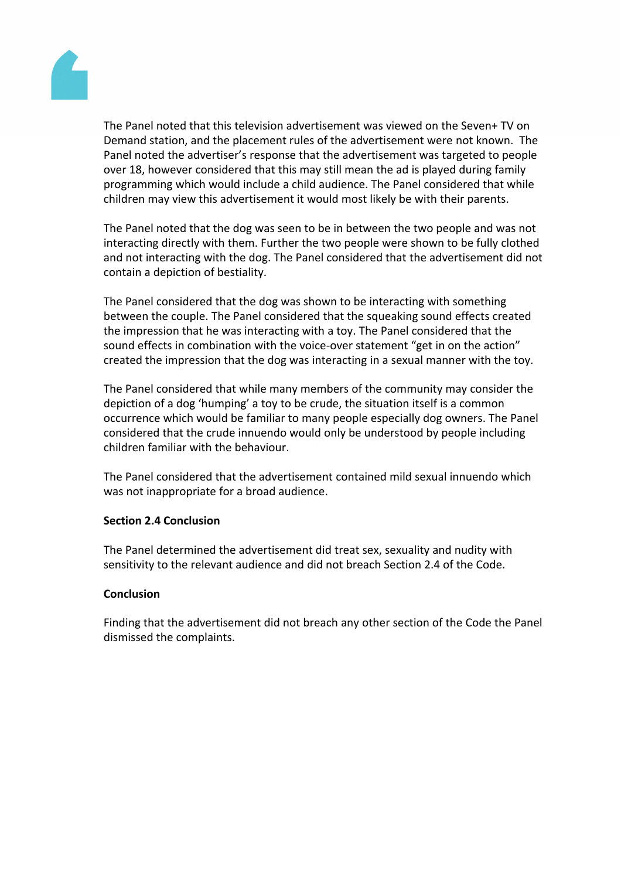The Panel noted that this television advertisement was viewed on the Seven+ TV on Demand station, and the placement rules of the advertisement were not known. The Panel noted the advertiser's response that the advertisement was targeted to people over 18, however considered that this may still mean the ad is played during family programming which would include a child audience. The Panel considered that while children may view this advertisement it would most likely be with their parents.

The Panel noted that the dog was seen to be in between the two people and was not interacting directly with them. Further the two people were shown to be fully clothed and not interacting with the dog. The Panel considered that the advertisement did not contain a depiction of bestiality.

The Panel considered that the dog was shown to be interacting with something between the couple. The Panel considered that the squeaking sound effects created the impression that he was interacting with a toy. The Panel considered that the sound effects in combination with the voice-over statement "get in on the action" created the impression that the dog was interacting in a sexual manner with the toy.

The Panel considered that while many members of the community may consider the depiction of a dog 'humping' a toy to be crude, the situation itself is a common occurrence which would be familiar to many people especially dog owners. The Panel considered that the crude innuendo would only be understood by people including children familiar with the behaviour.

The Panel considered that the advertisement contained mild sexual innuendo which was not inappropriate for a broad audience.

**Section 2.4 Conclusion**

The Panel determined the advertisement did treat sex, sexuality and nudity with sensitivity to the relevant audience and did not breach Section 2.4 of the Code.

**Conclusion**

Finding that the advertisement did not breach any other section of the Code the Panel dismissed the complaints.